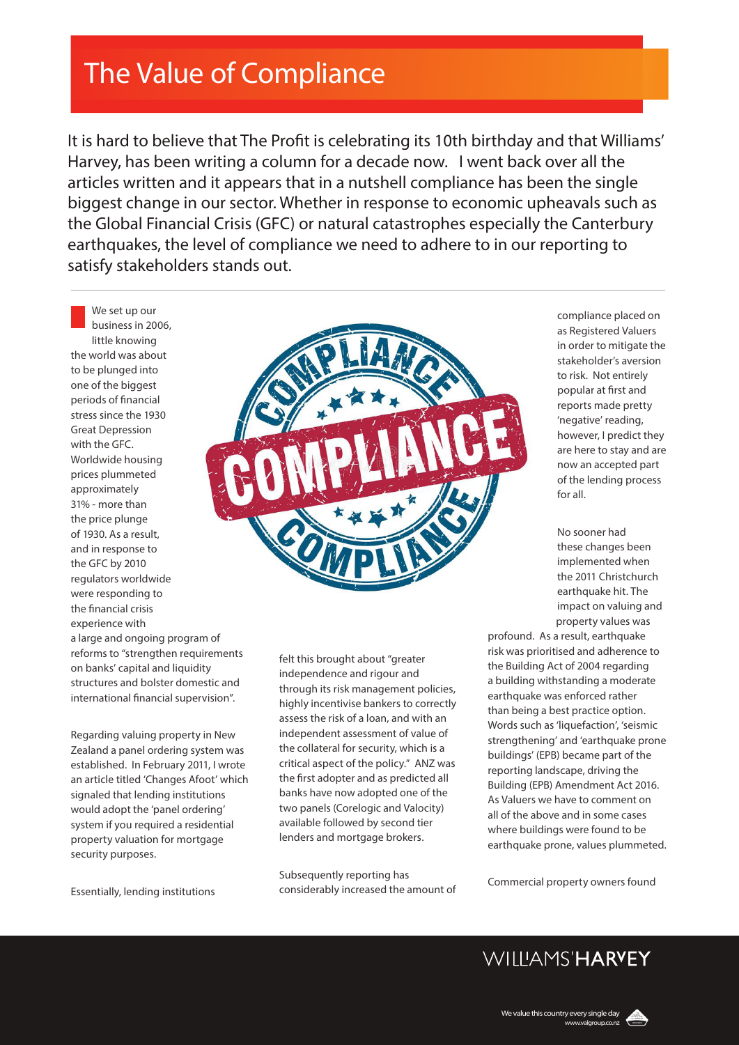# The Value of Compliance

It is hard to believe that The Profit is celebrating its 10th birthday and that Williams' Harvey, has been writing a column for a decade now. I went back over all the articles written and it appears that in a nutshell compliance has been the single biggest change in our sector. Whether in response to economic upheavals such as the Global Financial Crisis (GFC) or natural catastrophes especially the Canterbury earthquakes, the level of compliance we need to adhere to in our reporting to satisfy stakeholders stands out.

We set up our business in 2006, little knowing the world was about to be plunged into one of the biggest periods of financial stress since the 1930 Great Depression with the GFC. Worldwide housing prices plummeted approximately 31% - more than the price plunge of 1930. As a result, and in response to the GFC by 2010 regulators worldwide were responding to the financial crisis experience with a large and ongoing program of reforms to "strengthen requirements on banks' capital and liquidity structures and bolster domestic and international financial supervision".

Regarding valuing property in New Zealand a panel ordering system was established. In February 2011, I wrote an article titled 'Changes Afoot' which signaled that lending institutions would adopt the 'panel ordering' system if you required a residential property valuation for mortgage security purposes.

Essentially, lending institutions felt this brought about "greater independence and rigour and through its risk management policies, highly incentivise bankers to correctly assess the risk of a loan, and with an independent assessment of value of the collateral for security, which is a critical aspect of the policy." ANZ was the first adopter and as predicted all banks have now adopted one of the two panels (Corelogic and Valocity) available followed by second tier lenders and mortgage brokers.

Subsequently reporting has considerably increased the amount of compliance placed on as Registered Valuers in order to mitigate the stakeholder's aversion to risk. Not entirely popular at first and reports made pretty 'negative' reading, however, I predict they are here to stay and are now an accepted part of the lending process for all.

No sooner had these changes been implemented when the 2011 Christchurch earthquake hit. The impact on valuing and property values was profound. As a result, earthquake risk was prioritised and adherence to the Building Act of 2004 regarding a building withstanding a moderate earthquake was enforced rather than being a best practice option. Words such as 'liquefaction', 'seismic strengthening' and 'earthquake prone buildings' (EPB) became part of the reporting landscape, driving the Building (EPB) Amendment Act 2016. As Valuers we have to comment on all of the above and in some cases where buildings were found to be earthquake prone, values plummeted.

Commercial property owners found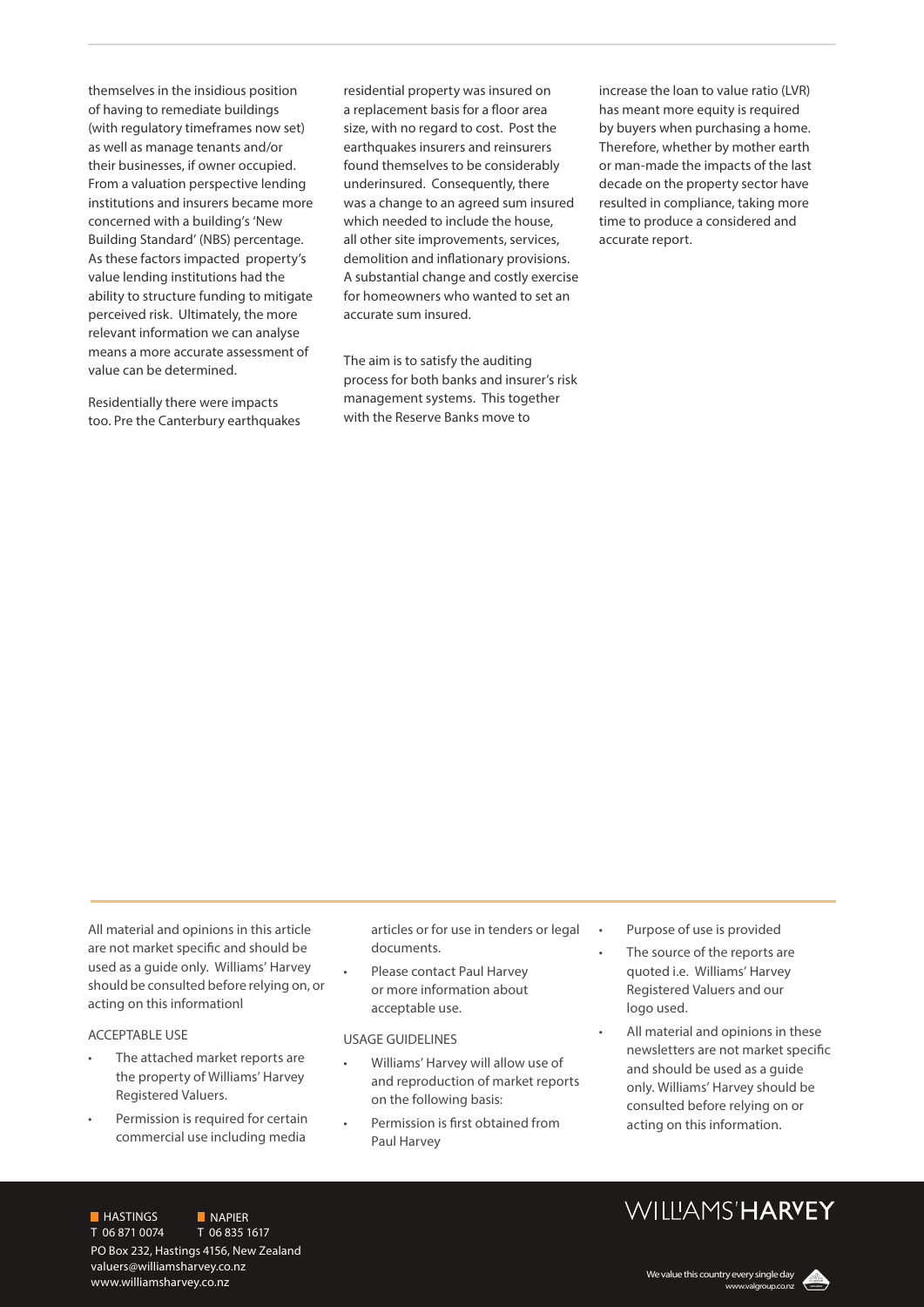themselves in the insidious position of having to remediate buildings (with regulatory timeframes now set) as well as manage tenants and/or their businesses, if owner occupied. From a valuation perspective lending institutions and insurers became more concerned with a building's 'New Building Standard' (NBS) percentage. As these factors impacted property's value lending institutions had the ability to structure funding to mitigate perceived risk. Ultimately, the more relevant information we can analyse means a more accurate assessment of value can be determined.

Residentially there were impacts too. Pre the Canterbury earthquakes residential property was insured on a replacement basis for a floor area size, with no regard to cost. Post the earthquakes insurers and reinsurers found themselves to be considerably underinsured. Consequently, there was a change to an agreed sum insured which needed to include the house, all other site improvements, services, demolition and inflationary provisions. A substantial change and costly exercise for homeowners who wanted to set an accurate sum insured.

The aim is to satisfy the auditing process for both banks and insurer's risk management systems. This together with the Reserve Banks move to increase the loan to value ratio (LVR) has meant more equity is required by buyers when purchasing a home. Therefore, whether by mother earth or man-made the impacts of the last decade on the property sector have resulted in compliance, taking more time to produce a considered and accurate report.

All material and opinions in this article are not market specific and should be used as a guide only. Williams' Harvey should be consulted before relying on, or acting on this informationl

ACCEPTABLE USE

- The attached market reports are the property of Williams' Harvey Registered Valuers.
- Permission is required for certain commercial use including media articles or for use in tenders or legal documents.
- Please contact Paul Harvey or more information about acceptable use.

USAGE GUIDELINES

- Williams' Harvey will allow use of and reproduction of market reports on the following basis:
- Permission is first obtained from Paul Harvey
- Purpose of use is provided
- The source of the reports are quoted i.e. Williams' Harvey Registered Valuers and our logo used.
- All material and opinions in these newsletters are not market specific and should be used as a guide only. Williams' Harvey should be consulted before relying on or acting on this information.

HASTINGS
T 06 871 0074

NAPIER
T 06 835 1617

PO Box 232, Hastings 4156, New Zealand
valuers@williamsharvey.co.nz
www.williamsharvey.co.nz

WILLIAMS'HARVEY

We value this country every single day
www.valgroup.co.nz